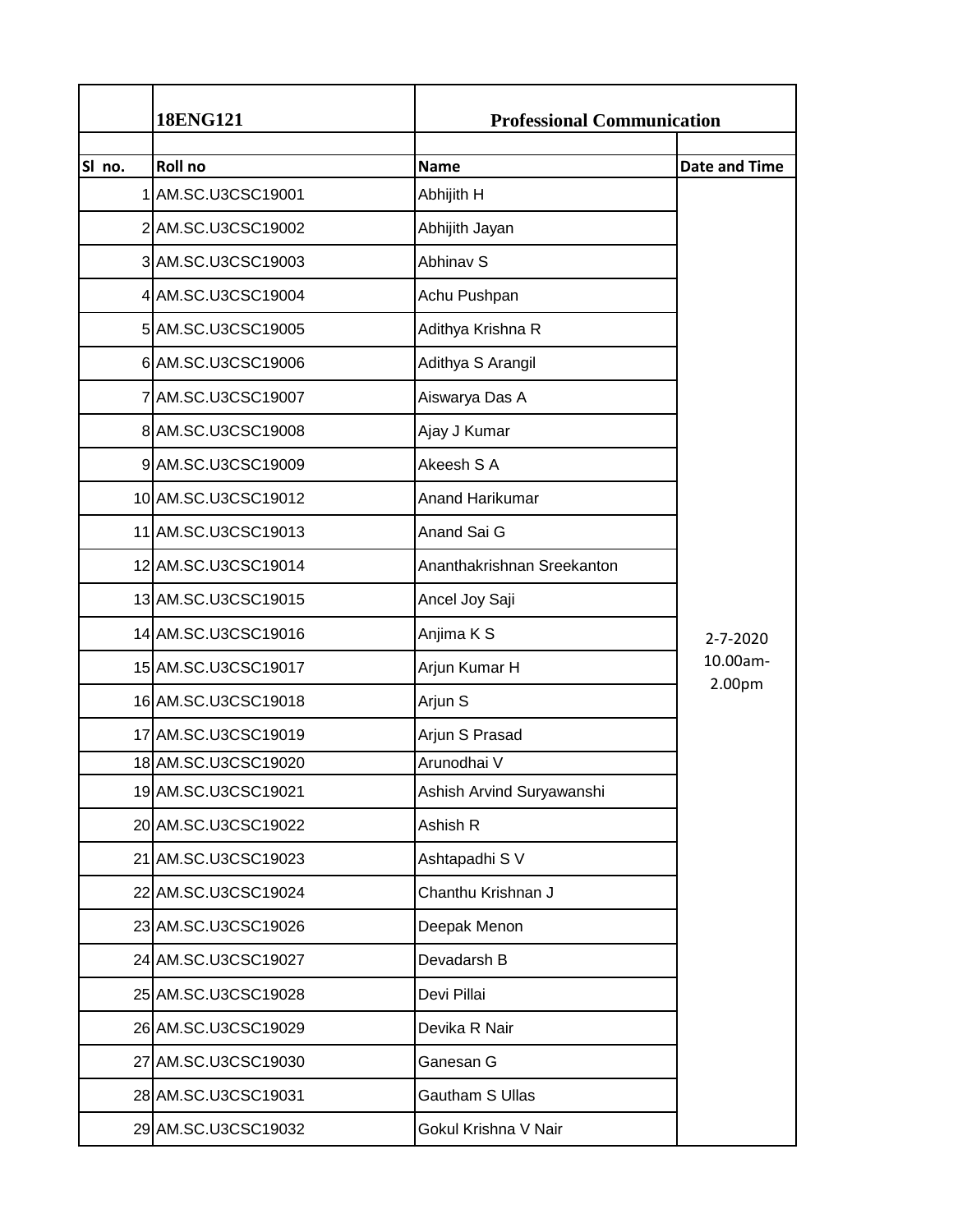| | 18ENG121 | Professional Communication | |
|---|---|---|---|
| | | | |
| Sl no. | Roll no | Name | Date and Time |
| 1 | AM.SC.U3CSC19001 | Abhijith H | 2-7-2020 10.00am-2.00pm |
| 2 | AM.SC.U3CSC19002 | Abhijith Jayan | |
| 3 | AM.SC.U3CSC19003 | Abhinav S | |
| 4 | AM.SC.U3CSC19004 | Achu Pushpan | |
| 5 | AM.SC.U3CSC19005 | Adithya Krishna R | |
| 6 | AM.SC.U3CSC19006 | Adithya S Arangil | |
| 7 | AM.SC.U3CSC19007 | Aiswarya Das A | |
| 8 | AM.SC.U3CSC19008 | Ajay J Kumar | |
| 9 | AM.SC.U3CSC19009 | Akeesh S A | |
| 10 | AM.SC.U3CSC19012 | Anand Harikumar | |
| 11 | AM.SC.U3CSC19013 | Anand Sai G | |
| 12 | AM.SC.U3CSC19014 | Ananthakrishnan Sreekanton | |
| 13 | AM.SC.U3CSC19015 | Ancel Joy Saji | |
| 14 | AM.SC.U3CSC19016 | Anjima K S | |
| 15 | AM.SC.U3CSC19017 | Arjun Kumar H | |
| 16 | AM.SC.U3CSC19018 | Arjun S | |
| 17 | AM.SC.U3CSC19019 | Arjun S Prasad | |
| 18 | AM.SC.U3CSC19020 | Arunodhai V | |
| 19 | AM.SC.U3CSC19021 | Ashish Arvind Suryawanshi | |
| 20 | AM.SC.U3CSC19022 | Ashish R | |
| 21 | AM.SC.U3CSC19023 | Ashtapadhi S V | |
| 22 | AM.SC.U3CSC19024 | Chanthu Krishnan J | |
| 23 | AM.SC.U3CSC19026 | Deepak Menon | |
| 24 | AM.SC.U3CSC19027 | Devadarsh B | |
| 25 | AM.SC.U3CSC19028 | Devi Pillai | |
| 26 | AM.SC.U3CSC19029 | Devika R Nair | |
| 27 | AM.SC.U3CSC19030 | Ganesan G | |
| 28 | AM.SC.U3CSC19031 | Gautham S Ullas | |
| 29 | AM.SC.U3CSC19032 | Gokul Krishna V Nair | |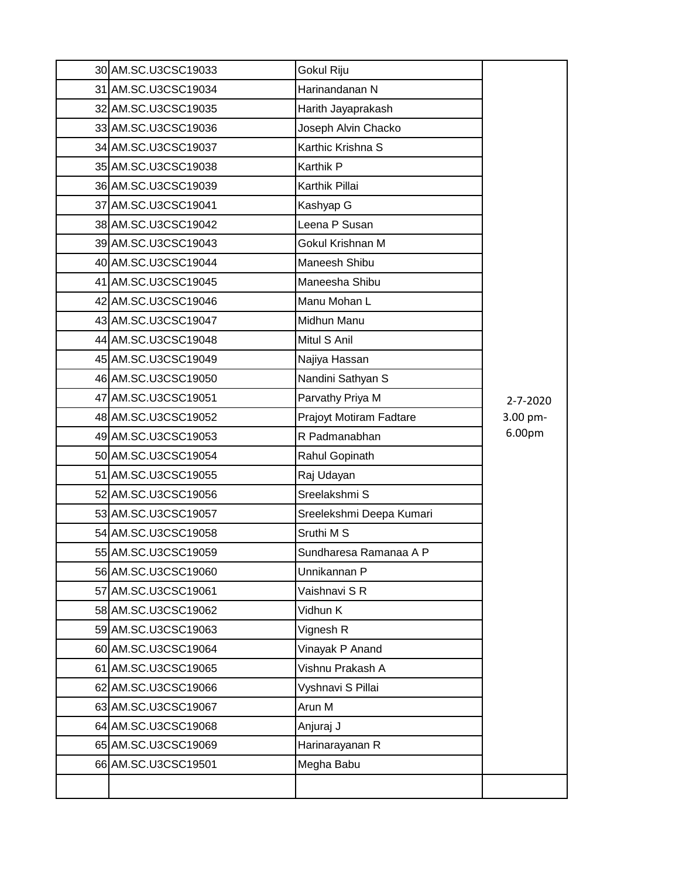| | | | |
|---|---|---|---|
| 30 | AM.SC.U3CSC19033 | Gokul Riju | 2-7-2020 3.00 pm-6.00pm |
| 31 | AM.SC.U3CSC19034 | Harinandanan N | |
| 32 | AM.SC.U3CSC19035 | Harith Jayaprakash | |
| 33 | AM.SC.U3CSC19036 | Joseph Alvin Chacko | |
| 34 | AM.SC.U3CSC19037 | Karthic Krishna S | |
| 35 | AM.SC.U3CSC19038 | Karthik P | |
| 36 | AM.SC.U3CSC19039 | Karthik Pillai | |
| 37 | AM.SC.U3CSC19041 | Kashyap G | |
| 38 | AM.SC.U3CSC19042 | Leena P Susan | |
| 39 | AM.SC.U3CSC19043 | Gokul Krishnan M | |
| 40 | AM.SC.U3CSC19044 | Maneesh Shibu | |
| 41 | AM.SC.U3CSC19045 | Maneesha Shibu | |
| 42 | AM.SC.U3CSC19046 | Manu Mohan L | |
| 43 | AM.SC.U3CSC19047 | Midhun Manu | |
| 44 | AM.SC.U3CSC19048 | Mitul S Anil | |
| 45 | AM.SC.U3CSC19049 | Najiya Hassan | |
| 46 | AM.SC.U3CSC19050 | Nandini Sathyan S | |
| 47 | AM.SC.U3CSC19051 | Parvathy Priya M | |
| 48 | AM.SC.U3CSC19052 | Prajoyt Motiram Fadtare | |
| 49 | AM.SC.U3CSC19053 | R Padmanabhan | |
| 50 | AM.SC.U3CSC19054 | Rahul Gopinath | |
| 51 | AM.SC.U3CSC19055 | Raj Udayan | |
| 52 | AM.SC.U3CSC19056 | Sreelakshmi S | |
| 53 | AM.SC.U3CSC19057 | Sreelekshmi Deepa Kumari | |
| 54 | AM.SC.U3CSC19058 | Sruthi M S | |
| 55 | AM.SC.U3CSC19059 | Sundharesa Ramanaa A P | |
| 56 | AM.SC.U3CSC19060 | Unnikannan P | |
| 57 | AM.SC.U3CSC19061 | Vaishnavi S R | |
| 58 | AM.SC.U3CSC19062 | Vidhun K | |
| 59 | AM.SC.U3CSC19063 | Vignesh R | |
| 60 | AM.SC.U3CSC19064 | Vinayak P Anand | |
| 61 | AM.SC.U3CSC19065 | Vishnu Prakash A | |
| 62 | AM.SC.U3CSC19066 | Vyshnavi S Pillai | |
| 63 | AM.SC.U3CSC19067 | Arun M | |
| 64 | AM.SC.U3CSC19068 | Anjuraj J | |
| 65 | AM.SC.U3CSC19069 | Harinarayanan R | |
| 66 | AM.SC.U3CSC19501 | Megha Babu | |
| | | | |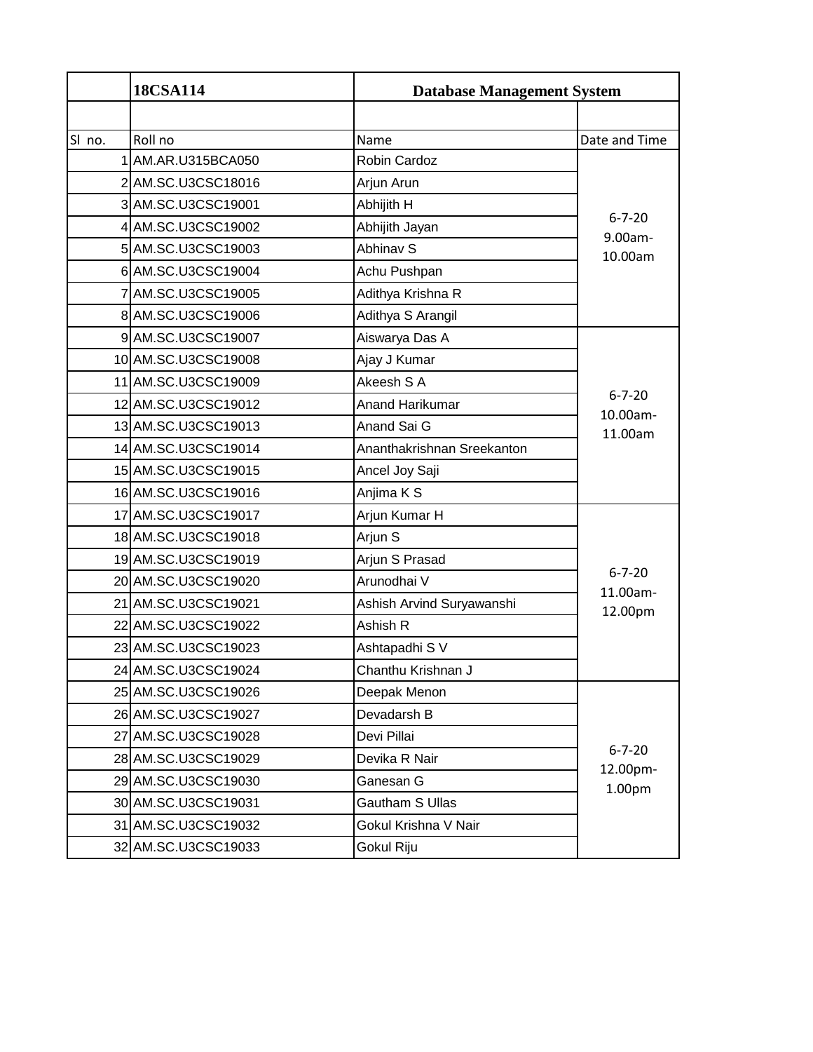| | 18CSA114 | Database Management System | |
|---|---|---|---|
| | | | |
| Sl no. | Roll no | Name | Date and Time |
| 1 | AM.AR.U315BCA050 | Robin Cardoz | 6-7-20 9.00am-10.00am |
| 2 | AM.SC.U3CSC18016 | Arjun Arun | |
| 3 | AM.SC.U3CSC19001 | Abhijith H | |
| 4 | AM.SC.U3CSC19002 | Abhijith Jayan | |
| 5 | AM.SC.U3CSC19003 | Abhinav S | |
| 6 | AM.SC.U3CSC19004 | Achu Pushpan | |
| 7 | AM.SC.U3CSC19005 | Adithya Krishna R | |
| 8 | AM.SC.U3CSC19006 | Adithya S Arangil | |
| 9 | AM.SC.U3CSC19007 | Aiswarya Das A | 6-7-20 10.00am-11.00am |
| 10 | AM.SC.U3CSC19008 | Ajay J Kumar | |
| 11 | AM.SC.U3CSC19009 | Akeesh S A | |
| 12 | AM.SC.U3CSC19012 | Anand Harikumar | |
| 13 | AM.SC.U3CSC19013 | Anand Sai G | |
| 14 | AM.SC.U3CSC19014 | Ananthakrishnan Sreekanton | |
| 15 | AM.SC.U3CSC19015 | Ancel Joy Saji | |
| 16 | AM.SC.U3CSC19016 | Anjima K S | |
| 17 | AM.SC.U3CSC19017 | Arjun Kumar H | 6-7-20 11.00am-12.00pm |
| 18 | AM.SC.U3CSC19018 | Arjun S | |
| 19 | AM.SC.U3CSC19019 | Arjun S Prasad | |
| 20 | AM.SC.U3CSC19020 | Arunodhai V | |
| 21 | AM.SC.U3CSC19021 | Ashish Arvind Suryawanshi | |
| 22 | AM.SC.U3CSC19022 | Ashish R | |
| 23 | AM.SC.U3CSC19023 | Ashtapadhi S V | |
| 24 | AM.SC.U3CSC19024 | Chanthu Krishnan J | |
| 25 | AM.SC.U3CSC19026 | Deepak Menon | 6-7-20 12.00pm-1.00pm |
| 26 | AM.SC.U3CSC19027 | Devadarsh B | |
| 27 | AM.SC.U3CSC19028 | Devi Pillai | |
| 28 | AM.SC.U3CSC19029 | Devika R Nair | |
| 29 | AM.SC.U3CSC19030 | Ganesan G | |
| 30 | AM.SC.U3CSC19031 | Gautham S Ullas | |
| 31 | AM.SC.U3CSC19032 | Gokul Krishna V Nair | |
| 32 | AM.SC.U3CSC19033 | Gokul Riju | |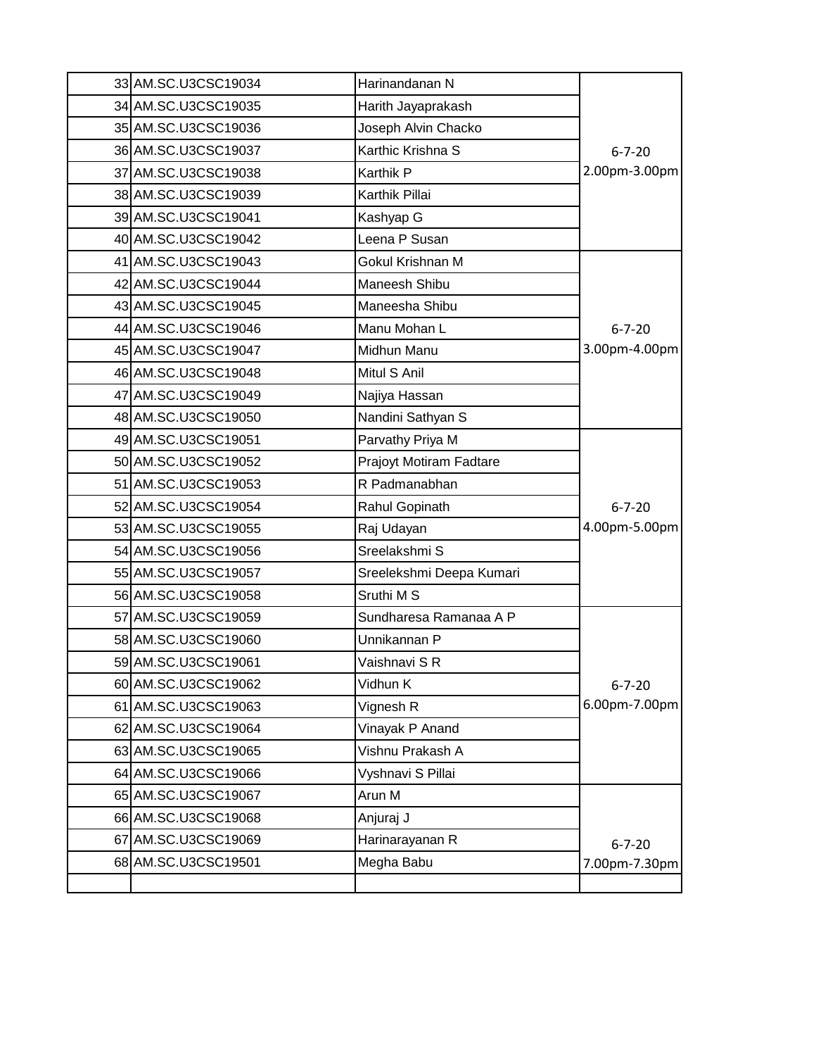| | | | |
|---|---|---|---|
| 33 | AM.SC.U3CSC19034 | Harinandanan N | 6-7-20 2.00pm-3.00pm |
| 34 | AM.SC.U3CSC19035 | Harith Jayaprakash | |
| 35 | AM.SC.U3CSC19036 | Joseph Alvin Chacko | |
| 36 | AM.SC.U3CSC19037 | Karthic Krishna S | |
| 37 | AM.SC.U3CSC19038 | Karthik P | |
| 38 | AM.SC.U3CSC19039 | Karthik Pillai | |
| 39 | AM.SC.U3CSC19041 | Kashyap G | |
| 40 | AM.SC.U3CSC19042 | Leena P Susan | |
| 41 | AM.SC.U3CSC19043 | Gokul Krishnan M | 6-7-20 3.00pm-4.00pm |
| 42 | AM.SC.U3CSC19044 | Maneesh Shibu | |
| 43 | AM.SC.U3CSC19045 | Maneesha Shibu | |
| 44 | AM.SC.U3CSC19046 | Manu Mohan L | |
| 45 | AM.SC.U3CSC19047 | Midhun Manu | |
| 46 | AM.SC.U3CSC19048 | Mitul S Anil | |
| 47 | AM.SC.U3CSC19049 | Najiya Hassan | |
| 48 | AM.SC.U3CSC19050 | Nandini Sathyan S | |
| 49 | AM.SC.U3CSC19051 | Parvathy Priya M | 6-7-20 4.00pm-5.00pm |
| 50 | AM.SC.U3CSC19052 | Prajoyt Motiram Fadtare | |
| 51 | AM.SC.U3CSC19053 | R Padmanabhan | |
| 52 | AM.SC.U3CSC19054 | Rahul Gopinath | |
| 53 | AM.SC.U3CSC19055 | Raj Udayan | |
| 54 | AM.SC.U3CSC19056 | Sreelakshmi S | |
| 55 | AM.SC.U3CSC19057 | Sreelekshmi Deepa Kumari | |
| 56 | AM.SC.U3CSC19058 | Sruthi M S | |
| 57 | AM.SC.U3CSC19059 | Sundharesa Ramanaa A P | 6-7-20 6.00pm-7.00pm |
| 58 | AM.SC.U3CSC19060 | Unnikannan P | |
| 59 | AM.SC.U3CSC19061 | Vaishnavi S R | |
| 60 | AM.SC.U3CSC19062 | Vidhun K | |
| 61 | AM.SC.U3CSC19063 | Vignesh R | |
| 62 | AM.SC.U3CSC19064 | Vinayak P Anand | |
| 63 | AM.SC.U3CSC19065 | Vishnu Prakash A | |
| 64 | AM.SC.U3CSC19066 | Vyshnavi S Pillai | |
| 65 | AM.SC.U3CSC19067 | Arun M | 6-7-20 7.00pm-7.30pm |
| 66 | AM.SC.U3CSC19068 | Anjuraj J | |
| 67 | AM.SC.U3CSC19069 | Harinarayanan R | |
| 68 | AM.SC.U3CSC19501 | Megha Babu | |
| | | | |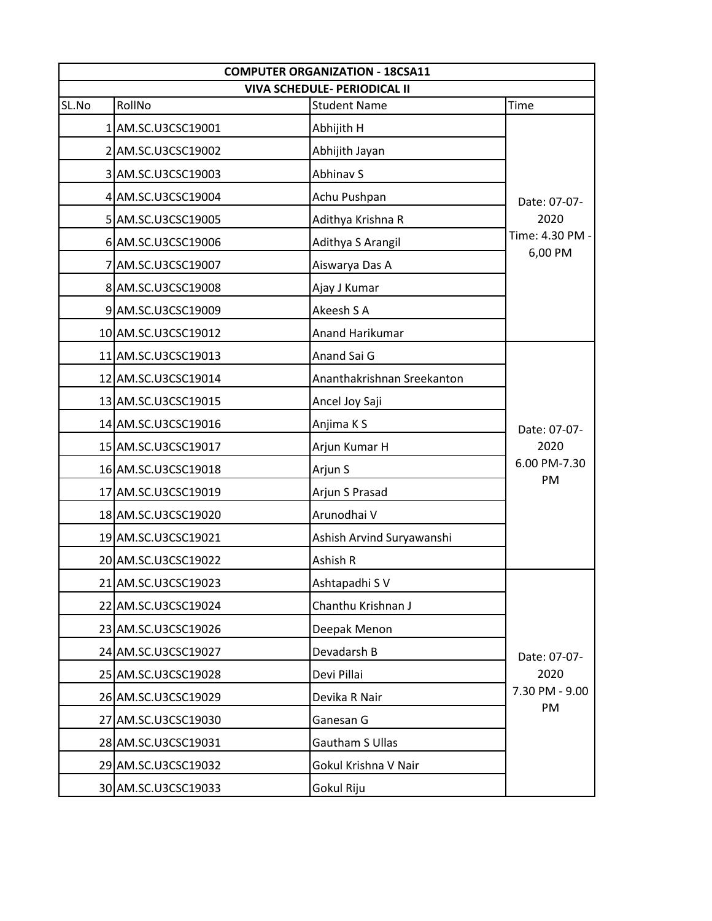| COMPUTER ORGANIZATION - 18CSA11 | | | |
|---|---|---|---|
| **VIVA SCHEDULE- PERIODICAL II** | | | |
| SL.No | RollNo | Student Name | Time |
| 1 | AM.SC.U3CSC19001 | Abhijith H | Date: 07-07-2020 Time: 4.30 PM - 6,00 PM |
| 2 | AM.SC.U3CSC19002 | Abhijith Jayan | |
| 3 | AM.SC.U3CSC19003 | Abhinav S | |
| 4 | AM.SC.U3CSC19004 | Achu Pushpan | |
| 5 | AM.SC.U3CSC19005 | Adithya Krishna R | |
| 6 | AM.SC.U3CSC19006 | Adithya S Arangil | |
| 7 | AM.SC.U3CSC19007 | Aiswarya Das A | |
| 8 | AM.SC.U3CSC19008 | Ajay J Kumar | |
| 9 | AM.SC.U3CSC19009 | Akeesh S A | |
| 10 | AM.SC.U3CSC19012 | Anand Harikumar | |
| 11 | AM.SC.U3CSC19013 | Anand Sai G | Date: 07-07-2020 6.00 PM-7.30 PM |
| 12 | AM.SC.U3CSC19014 | Ananthakrishnan Sreekanton | |
| 13 | AM.SC.U3CSC19015 | Ancel Joy Saji | |
| 14 | AM.SC.U3CSC19016 | Anjima K S | |
| 15 | AM.SC.U3CSC19017 | Arjun Kumar H | |
| 16 | AM.SC.U3CSC19018 | Arjun S | |
| 17 | AM.SC.U3CSC19019 | Arjun S Prasad | |
| 18 | AM.SC.U3CSC19020 | Arunodhai V | |
| 19 | AM.SC.U3CSC19021 | Ashish Arvind Suryawanshi | |
| 20 | AM.SC.U3CSC19022 | Ashish R | |
| 21 | AM.SC.U3CSC19023 | Ashtapadhi S V | Date: 07-07-2020 7.30 PM - 9.00 PM |
| 22 | AM.SC.U3CSC19024 | Chanthu Krishnan J | |
| 23 | AM.SC.U3CSC19026 | Deepak Menon | |
| 24 | AM.SC.U3CSC19027 | Devadarsh B | |
| 25 | AM.SC.U3CSC19028 | Devi Pillai | |
| 26 | AM.SC.U3CSC19029 | Devika R Nair | |
| 27 | AM.SC.U3CSC19030 | Ganesan G | |
| 28 | AM.SC.U3CSC19031 | Gautham S Ullas | |
| 29 | AM.SC.U3CSC19032 | Gokul Krishna V Nair | |
| 30 | AM.SC.U3CSC19033 | Gokul Riju | |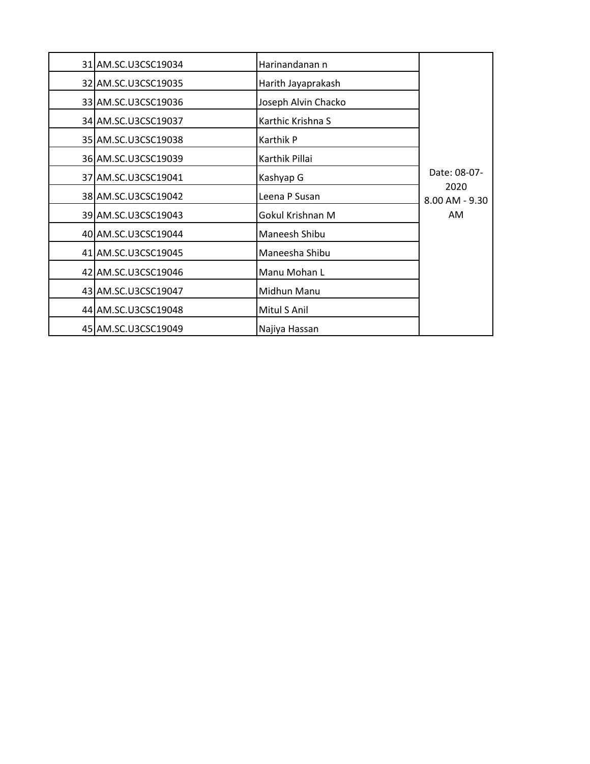| | | | |
|---|---|---|---|
| 31 | AM.SC.U3CSC19034 | Harinandanan n | Date: 08-07-2020 8.00 AM - 9.30 AM |
| 32 | AM.SC.U3CSC19035 | Harith Jayaprakash | |
| 33 | AM.SC.U3CSC19036 | Joseph Alvin Chacko | |
| 34 | AM.SC.U3CSC19037 | Karthic Krishna S | |
| 35 | AM.SC.U3CSC19038 | Karthik P | |
| 36 | AM.SC.U3CSC19039 | Karthik Pillai | |
| 37 | AM.SC.U3CSC19041 | Kashyap G | |
| 38 | AM.SC.U3CSC19042 | Leena P Susan | |
| 39 | AM.SC.U3CSC19043 | Gokul Krishnan M | |
| 40 | AM.SC.U3CSC19044 | Maneesh Shibu | |
| 41 | AM.SC.U3CSC19045 | Maneesha Shibu | |
| 42 | AM.SC.U3CSC19046 | Manu Mohan L | |
| 43 | AM.SC.U3CSC19047 | Midhun Manu | |
| 44 | AM.SC.U3CSC19048 | Mitul S Anil | |
| 45 | AM.SC.U3CSC19049 | Najiya Hassan | |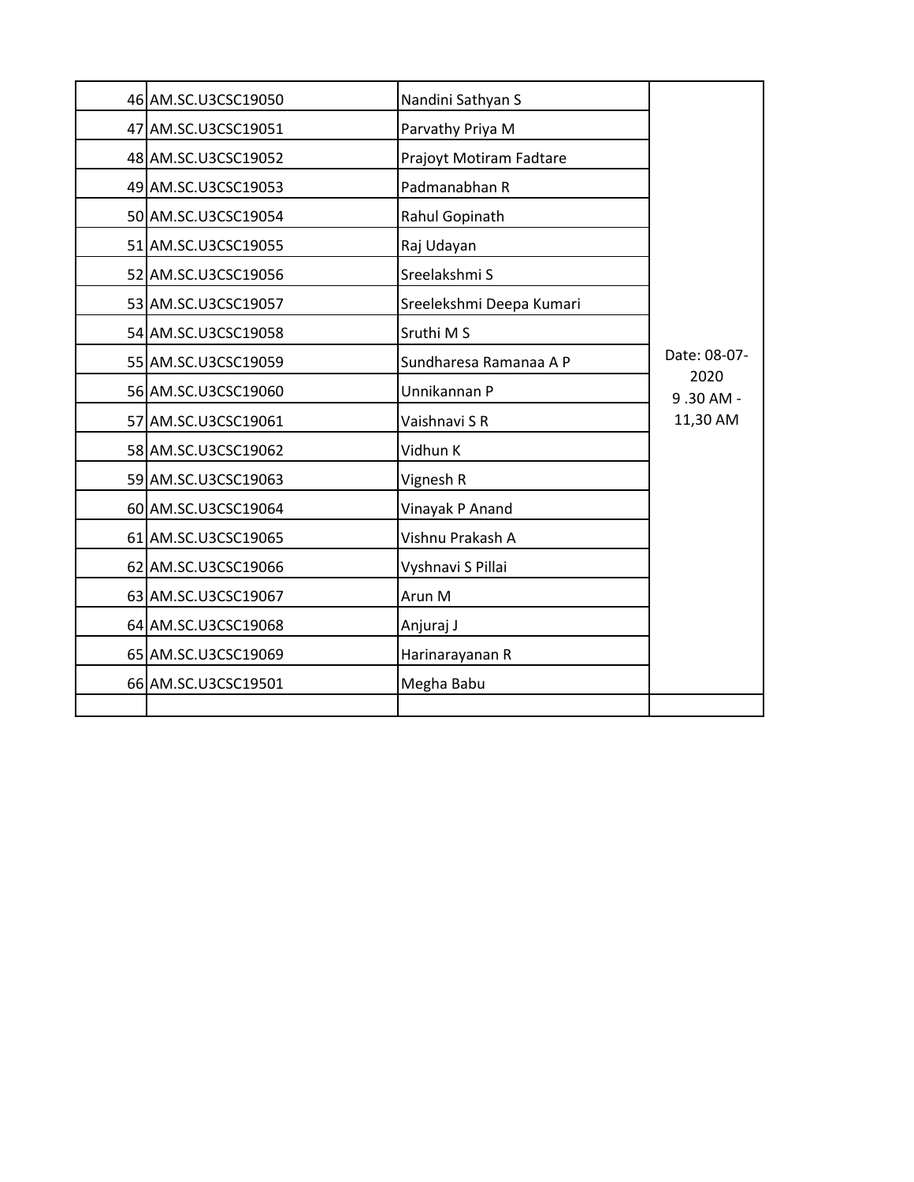| | | | |
|---|---|---|---|
| 46 | AM.SC.U3CSC19050 | Nandini Sathyan S | Date: 08-07-2020 9 .30 AM - 11,30 AM |
| 47 | AM.SC.U3CSC19051 | Parvathy Priya M | |
| 48 | AM.SC.U3CSC19052 | Prajoyt Motiram Fadtare | |
| 49 | AM.SC.U3CSC19053 | Padmanabhan R | |
| 50 | AM.SC.U3CSC19054 | Rahul Gopinath | |
| 51 | AM.SC.U3CSC19055 | Raj Udayan | |
| 52 | AM.SC.U3CSC19056 | Sreelakshmi S | |
| 53 | AM.SC.U3CSC19057 | Sreelekshmi Deepa Kumari | |
| 54 | AM.SC.U3CSC19058 | Sruthi M S | |
| 55 | AM.SC.U3CSC19059 | Sundharesa Ramanaa A P | |
| 56 | AM.SC.U3CSC19060 | Unnikannan P | |
| 57 | AM.SC.U3CSC19061 | Vaishnavi S R | |
| 58 | AM.SC.U3CSC19062 | Vidhun K | |
| 59 | AM.SC.U3CSC19063 | Vignesh R | |
| 60 | AM.SC.U3CSC19064 | Vinayak P Anand | |
| 61 | AM.SC.U3CSC19065 | Vishnu Prakash A | |
| 62 | AM.SC.U3CSC19066 | Vyshnavi S Pillai | |
| 63 | AM.SC.U3CSC19067 | Arun M | |
| 64 | AM.SC.U3CSC19068 | Anjuraj J | |
| 65 | AM.SC.U3CSC19069 | Harinarayanan R | |
| 66 | AM.SC.U3CSC19501 | Megha Babu | |
| | | | |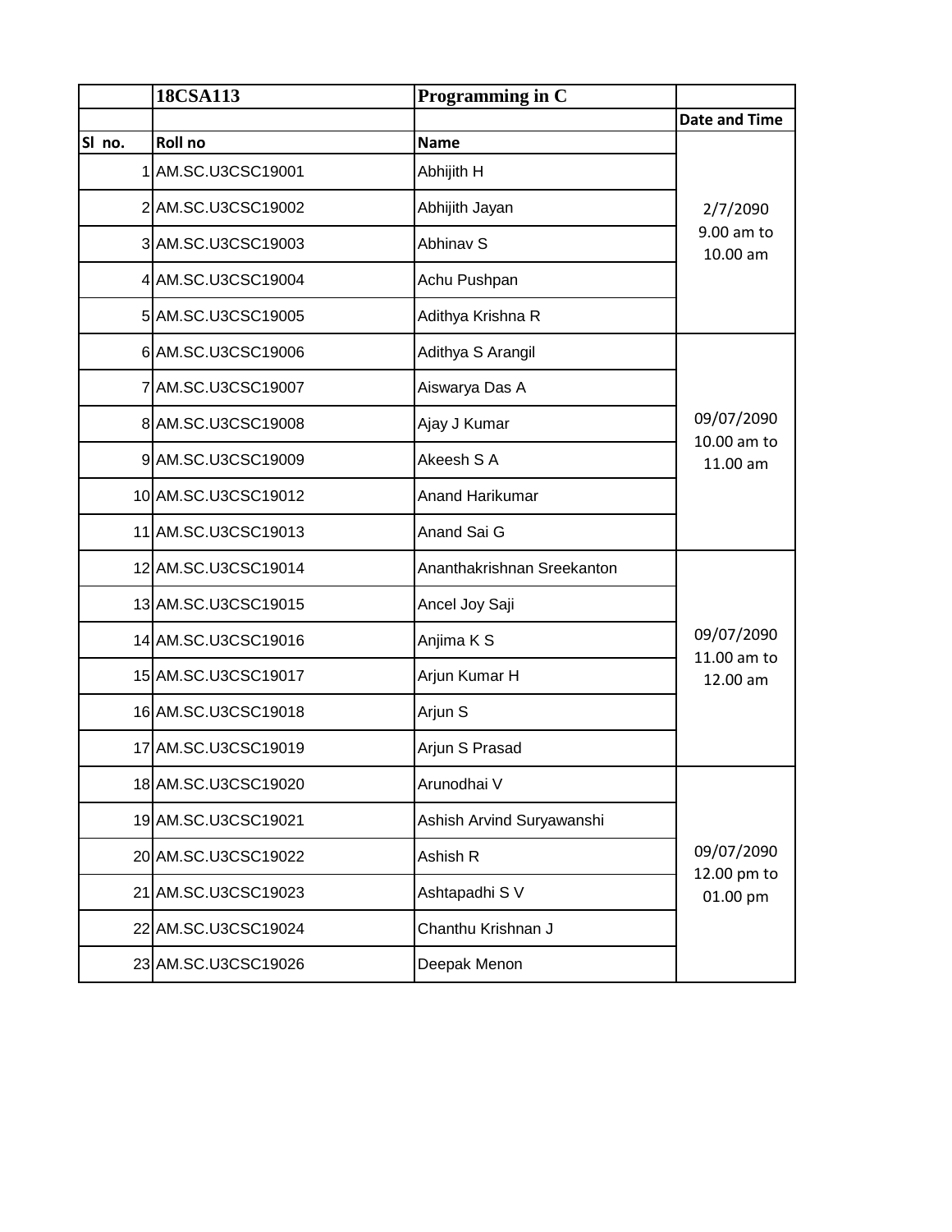|  | 18CSA113 | Programming in C |  |
|---|---|---|---|
|  |  |  | Date and Time |
| Sl no. | Roll no | Name |  |
| 1 | AM.SC.U3CSC19001 | Abhijith H | 2/7/2090 9.00 am to 10.00 am |
| 2 | AM.SC.U3CSC19002 | Abhijith Jayan |  |
| 3 | AM.SC.U3CSC19003 | Abhinav S |  |
| 4 | AM.SC.U3CSC19004 | Achu Pushpan |  |
| 5 | AM.SC.U3CSC19005 | Adithya Krishna R |  |
| 6 | AM.SC.U3CSC19006 | Adithya S Arangil | 09/07/2090 10.00 am to 11.00 am |
| 7 | AM.SC.U3CSC19007 | Aiswarya Das A |  |
| 8 | AM.SC.U3CSC19008 | Ajay J Kumar |  |
| 9 | AM.SC.U3CSC19009 | Akeesh S A |  |
| 10 | AM.SC.U3CSC19012 | Anand Harikumar |  |
| 11 | AM.SC.U3CSC19013 | Anand Sai G |  |
| 12 | AM.SC.U3CSC19014 | Ananthakrishnan Sreekanton | 09/07/2090 11.00 am to 12.00 am |
| 13 | AM.SC.U3CSC19015 | Ancel Joy Saji |  |
| 14 | AM.SC.U3CSC19016 | Anjima K S |  |
| 15 | AM.SC.U3CSC19017 | Arjun Kumar H |  |
| 16 | AM.SC.U3CSC19018 | Arjun S |  |
| 17 | AM.SC.U3CSC19019 | Arjun S Prasad |  |
| 18 | AM.SC.U3CSC19020 | Arunodhai V | 09/07/2090 12.00 pm to 01.00 pm |
| 19 | AM.SC.U3CSC19021 | Ashish Arvind Suryawanshi |  |
| 20 | AM.SC.U3CSC19022 | Ashish R |  |
| 21 | AM.SC.U3CSC19023 | Ashtapadhi S V |  |
| 22 | AM.SC.U3CSC19024 | Chanthu Krishnan J |  |
| 23 | AM.SC.U3CSC19026 | Deepak Menon |  |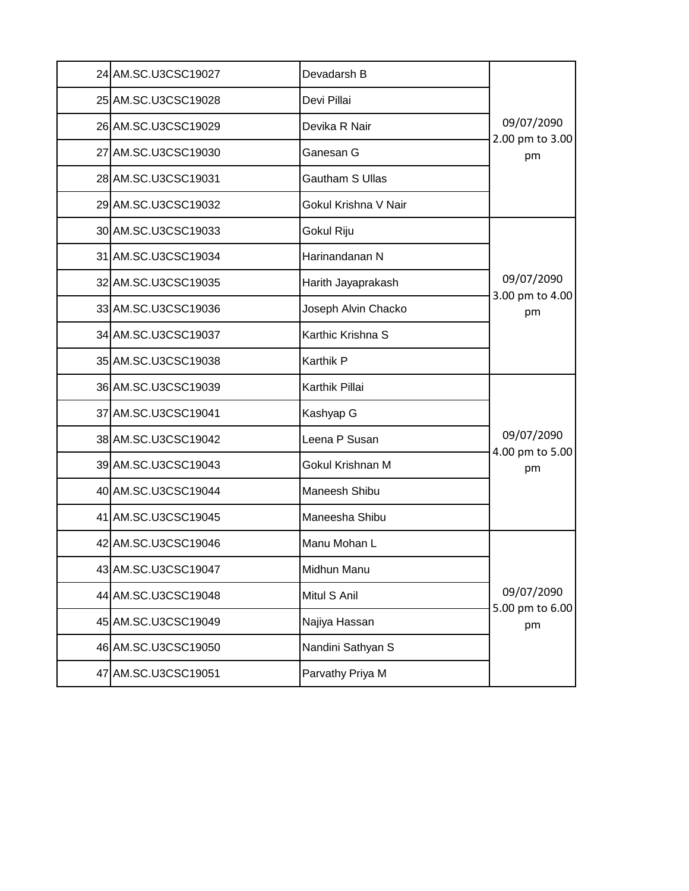| | | | |
|---|---|---|---|
| 24 | AM.SC.U3CSC19027 | Devadarsh B | 09/07/2090 2.00 pm to 3.00 pm |
| 25 | AM.SC.U3CSC19028 | Devi Pillai | |
| 26 | AM.SC.U3CSC19029 | Devika R Nair | |
| 27 | AM.SC.U3CSC19030 | Ganesan G | |
| 28 | AM.SC.U3CSC19031 | Gautham S Ullas | |
| 29 | AM.SC.U3CSC19032 | Gokul Krishna V Nair | |
| 30 | AM.SC.U3CSC19033 | Gokul Riju | 09/07/2090 3.00 pm to 4.00 pm |
| 31 | AM.SC.U3CSC19034 | Harinandanan N | |
| 32 | AM.SC.U3CSC19035 | Harith Jayaprakash | |
| 33 | AM.SC.U3CSC19036 | Joseph Alvin Chacko | |
| 34 | AM.SC.U3CSC19037 | Karthic Krishna S | |
| 35 | AM.SC.U3CSC19038 | Karthik P | |
| 36 | AM.SC.U3CSC19039 | Karthik Pillai | 09/07/2090 4.00 pm to 5.00 pm |
| 37 | AM.SC.U3CSC19041 | Kashyap G | |
| 38 | AM.SC.U3CSC19042 | Leena P Susan | |
| 39 | AM.SC.U3CSC19043 | Gokul Krishnan M | |
| 40 | AM.SC.U3CSC19044 | Maneesh Shibu | |
| 41 | AM.SC.U3CSC19045 | Maneesha Shibu | |
| 42 | AM.SC.U3CSC19046 | Manu Mohan L | 09/07/2090 5.00 pm to 6.00 pm |
| 43 | AM.SC.U3CSC19047 | Midhun Manu | |
| 44 | AM.SC.U3CSC19048 | Mitul S Anil | |
| 45 | AM.SC.U3CSC19049 | Najiya Hassan | |
| 46 | AM.SC.U3CSC19050 | Nandini Sathyan S | |
| 47 | AM.SC.U3CSC19051 | Parvathy Priya M | |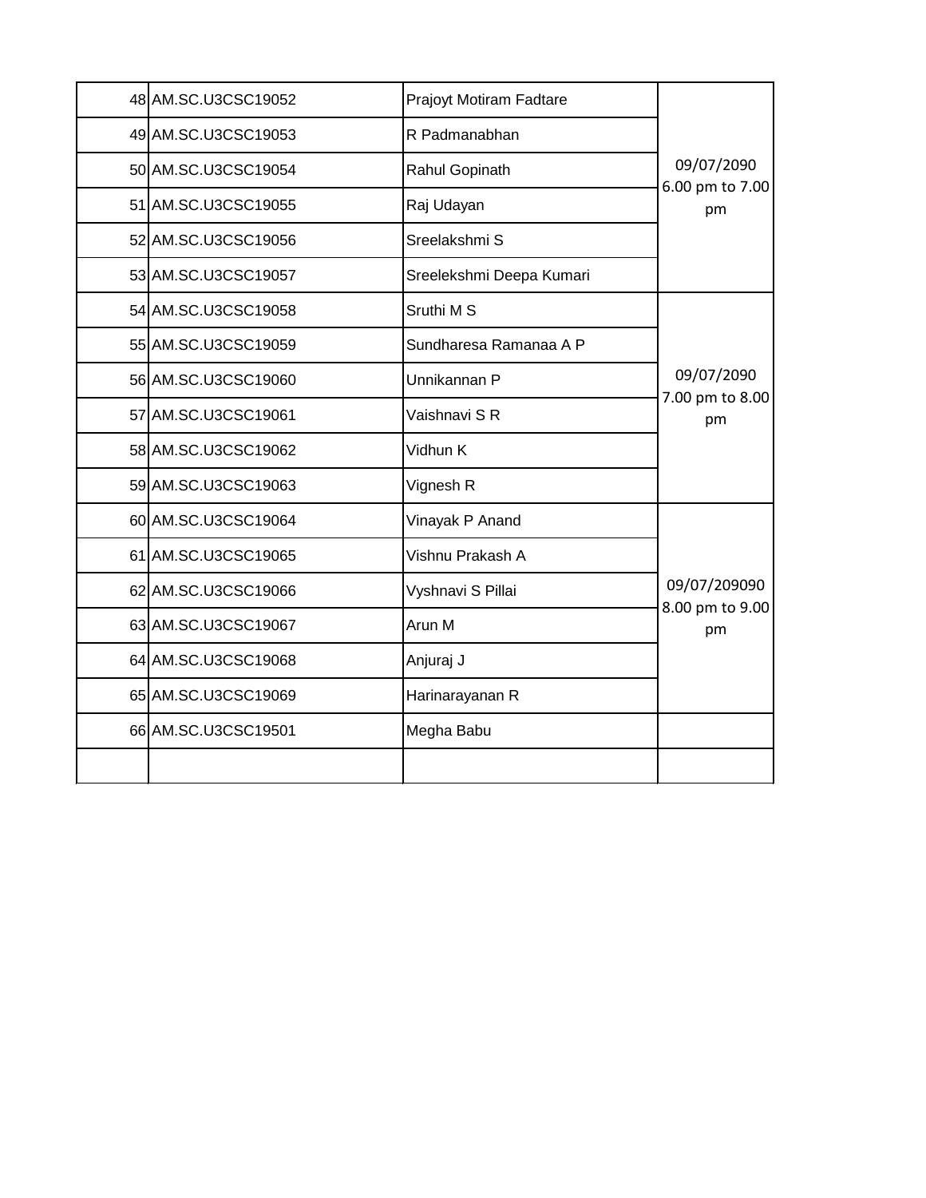| | | | |
|---|---|---|---|
| 48 | AM.SC.U3CSC19052 | Prajoyt Motiram Fadtare | 09/07/2090 6.00 pm to 7.00 pm |
| 49 | AM.SC.U3CSC19053 | R Padmanabhan | |
| 50 | AM.SC.U3CSC19054 | Rahul Gopinath | |
| 51 | AM.SC.U3CSC19055 | Raj Udayan | |
| 52 | AM.SC.U3CSC19056 | Sreelakshmi S | |
| 53 | AM.SC.U3CSC19057 | Sreelekshmi Deepa Kumari | |
| 54 | AM.SC.U3CSC19058 | Sruthi M S | 09/07/2090 7.00 pm to 8.00 pm |
| 55 | AM.SC.U3CSC19059 | Sundharesa Ramanaa A P | |
| 56 | AM.SC.U3CSC19060 | Unnikannan P | |
| 57 | AM.SC.U3CSC19061 | Vaishnavi S R | |
| 58 | AM.SC.U3CSC19062 | Vidhun K | |
| 59 | AM.SC.U3CSC19063 | Vignesh R | |
| 60 | AM.SC.U3CSC19064 | Vinayak P Anand | 09/07/209090 8.00 pm to 9.00 pm |
| 61 | AM.SC.U3CSC19065 | Vishnu Prakash A | |
| 62 | AM.SC.U3CSC19066 | Vyshnavi S Pillai | |
| 63 | AM.SC.U3CSC19067 | Arun M | |
| 64 | AM.SC.U3CSC19068 | Anjuraj J | |
| 65 | AM.SC.U3CSC19069 | Harinarayanan R | |
| 66 | AM.SC.U3CSC19501 | Megha Babu | |
| | | | |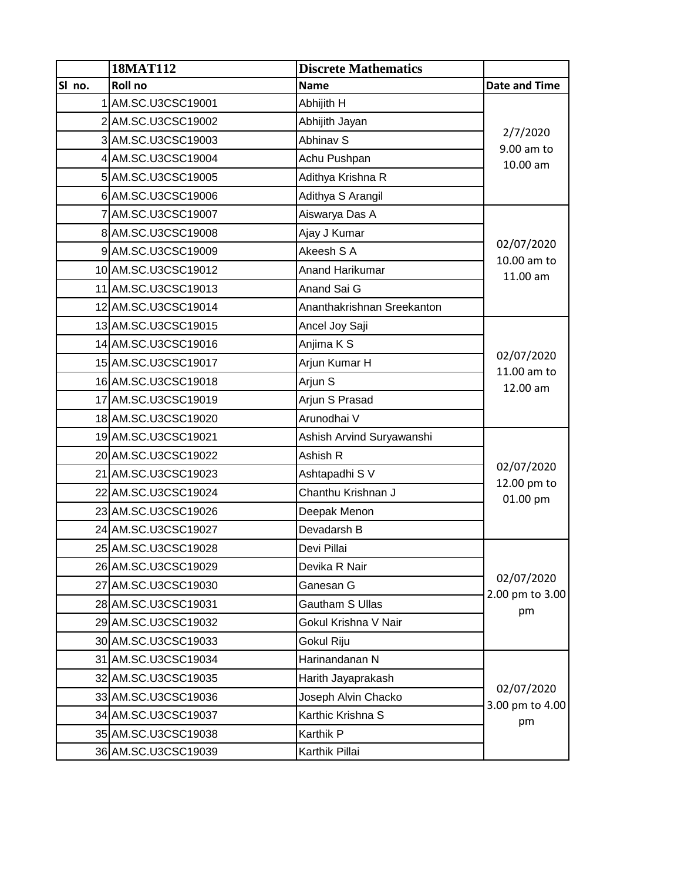| | 18MAT112 | Discrete Mathematics | |
|---|---|---|---|
| Sl no. | Roll no | Name | Date and Time |
| 1 | AM.SC.U3CSC19001 | Abhijith H | 2/7/2020 9.00 am to 10.00 am |
| 2 | AM.SC.U3CSC19002 | Abhijith Jayan | |
| 3 | AM.SC.U3CSC19003 | Abhinav S | |
| 4 | AM.SC.U3CSC19004 | Achu Pushpan | |
| 5 | AM.SC.U3CSC19005 | Adithya Krishna R | |
| 6 | AM.SC.U3CSC19006 | Adithya S Arangil | |
| 7 | AM.SC.U3CSC19007 | Aiswarya Das A | 02/07/2020 10.00 am to 11.00 am |
| 8 | AM.SC.U3CSC19008 | Ajay J Kumar | |
| 9 | AM.SC.U3CSC19009 | Akeesh S A | |
| 10 | AM.SC.U3CSC19012 | Anand Harikumar | |
| 11 | AM.SC.U3CSC19013 | Anand Sai G | |
| 12 | AM.SC.U3CSC19014 | Ananthakrishnan Sreekanton | |
| 13 | AM.SC.U3CSC19015 | Ancel Joy Saji | 02/07/2020 11.00 am to 12.00 am |
| 14 | AM.SC.U3CSC19016 | Anjima K S | |
| 15 | AM.SC.U3CSC19017 | Arjun Kumar H | |
| 16 | AM.SC.U3CSC19018 | Arjun S | |
| 17 | AM.SC.U3CSC19019 | Arjun S Prasad | |
| 18 | AM.SC.U3CSC19020 | Arunodhai V | |
| 19 | AM.SC.U3CSC19021 | Ashish Arvind Suryawanshi | 02/07/2020 12.00 pm to 01.00 pm |
| 20 | AM.SC.U3CSC19022 | Ashish R | |
| 21 | AM.SC.U3CSC19023 | Ashtapadhi S V | |
| 22 | AM.SC.U3CSC19024 | Chanthu Krishnan J | |
| 23 | AM.SC.U3CSC19026 | Deepak Menon | |
| 24 | AM.SC.U3CSC19027 | Devadarsh B | |
| 25 | AM.SC.U3CSC19028 | Devi Pillai | 02/07/2020 2.00 pm to 3.00 pm |
| 26 | AM.SC.U3CSC19029 | Devika R Nair | |
| 27 | AM.SC.U3CSC19030 | Ganesan G | |
| 28 | AM.SC.U3CSC19031 | Gautham S Ullas | |
| 29 | AM.SC.U3CSC19032 | Gokul Krishna V Nair | |
| 30 | AM.SC.U3CSC19033 | Gokul Riju | |
| 31 | AM.SC.U3CSC19034 | Harinandanan N | 02/07/2020 3.00 pm to 4.00 pm |
| 32 | AM.SC.U3CSC19035 | Harith Jayaprakash | |
| 33 | AM.SC.U3CSC19036 | Joseph Alvin Chacko | |
| 34 | AM.SC.U3CSC19037 | Karthic Krishna S | |
| 35 | AM.SC.U3CSC19038 | Karthik P | |
| 36 | AM.SC.U3CSC19039 | Karthik Pillai | |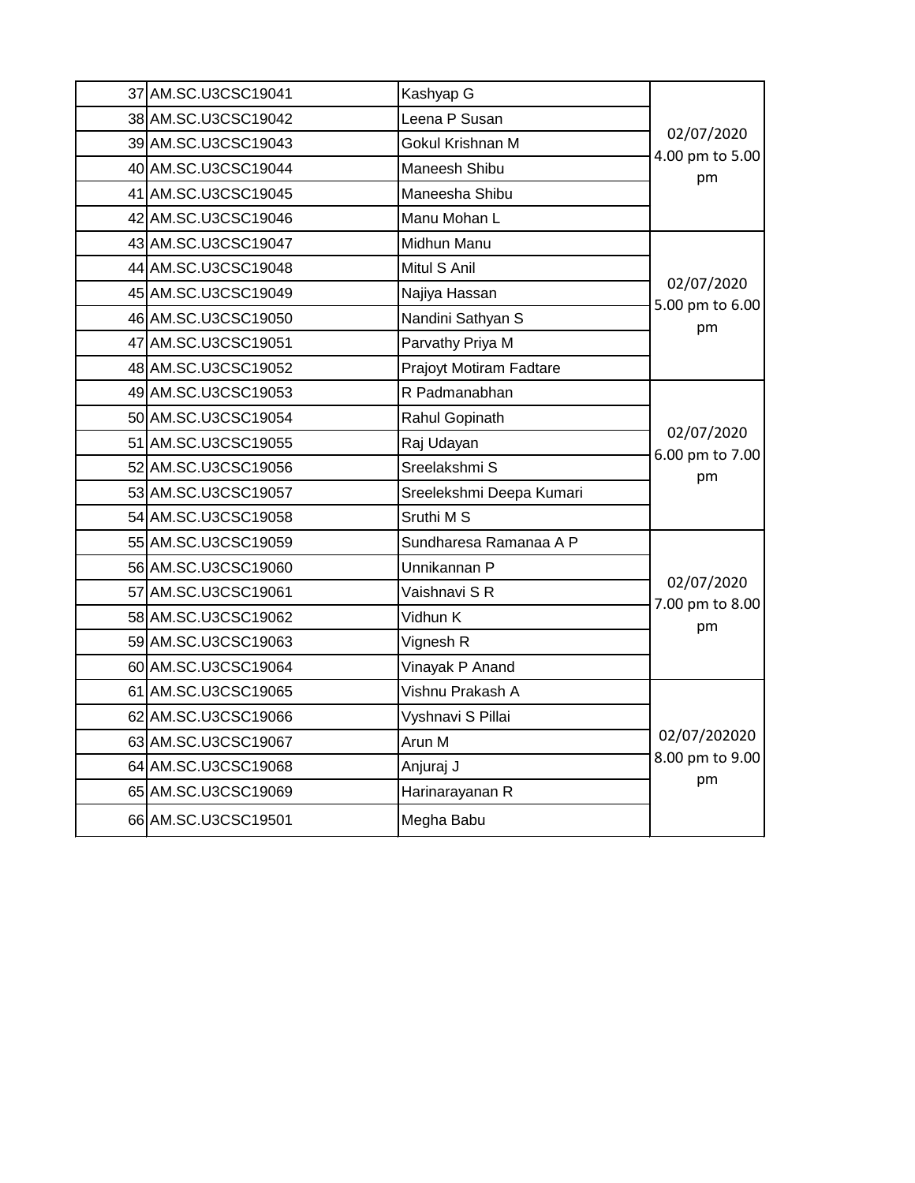| | | | |
|---|---|---|---|
| 37 | AM.SC.U3CSC19041 | Kashyap G | 02/07/2020 4.00 pm to 5.00 pm |
| 38 | AM.SC.U3CSC19042 | Leena P Susan | |
| 39 | AM.SC.U3CSC19043 | Gokul Krishnan M | |
| 40 | AM.SC.U3CSC19044 | Maneesh Shibu | |
| 41 | AM.SC.U3CSC19045 | Maneesha Shibu | |
| 42 | AM.SC.U3CSC19046 | Manu Mohan L | |
| 43 | AM.SC.U3CSC19047 | Midhun Manu | 02/07/2020 5.00 pm to 6.00 pm |
| 44 | AM.SC.U3CSC19048 | Mitul S Anil | |
| 45 | AM.SC.U3CSC19049 | Najiya Hassan | |
| 46 | AM.SC.U3CSC19050 | Nandini Sathyan S | |
| 47 | AM.SC.U3CSC19051 | Parvathy Priya M | |
| 48 | AM.SC.U3CSC19052 | Prajoyt Motiram Fadtare | |
| 49 | AM.SC.U3CSC19053 | R Padmanabhan | 02/07/2020 6.00 pm to 7.00 pm |
| 50 | AM.SC.U3CSC19054 | Rahul Gopinath | |
| 51 | AM.SC.U3CSC19055 | Raj Udayan | |
| 52 | AM.SC.U3CSC19056 | Sreelakshmi S | |
| 53 | AM.SC.U3CSC19057 | Sreelekshmi Deepa Kumari | |
| 54 | AM.SC.U3CSC19058 | Sruthi M S | |
| 55 | AM.SC.U3CSC19059 | Sundharesa Ramanaa A P | 02/07/2020 7.00 pm to 8.00 pm |
| 56 | AM.SC.U3CSC19060 | Unnikannan P | |
| 57 | AM.SC.U3CSC19061 | Vaishnavi S R | |
| 58 | AM.SC.U3CSC19062 | Vidhun K | |
| 59 | AM.SC.U3CSC19063 | Vignesh R | |
| 60 | AM.SC.U3CSC19064 | Vinayak P Anand | |
| 61 | AM.SC.U3CSC19065 | Vishnu Prakash A | 02/07/202020 8.00 pm to 9.00 pm |
| 62 | AM.SC.U3CSC19066 | Vyshnavi S Pillai | |
| 63 | AM.SC.U3CSC19067 | Arun M | |
| 64 | AM.SC.U3CSC19068 | Anjuraj J | |
| 65 | AM.SC.U3CSC19069 | Harinarayanan R | |
| 66 | AM.SC.U3CSC19501 | Megha Babu | |